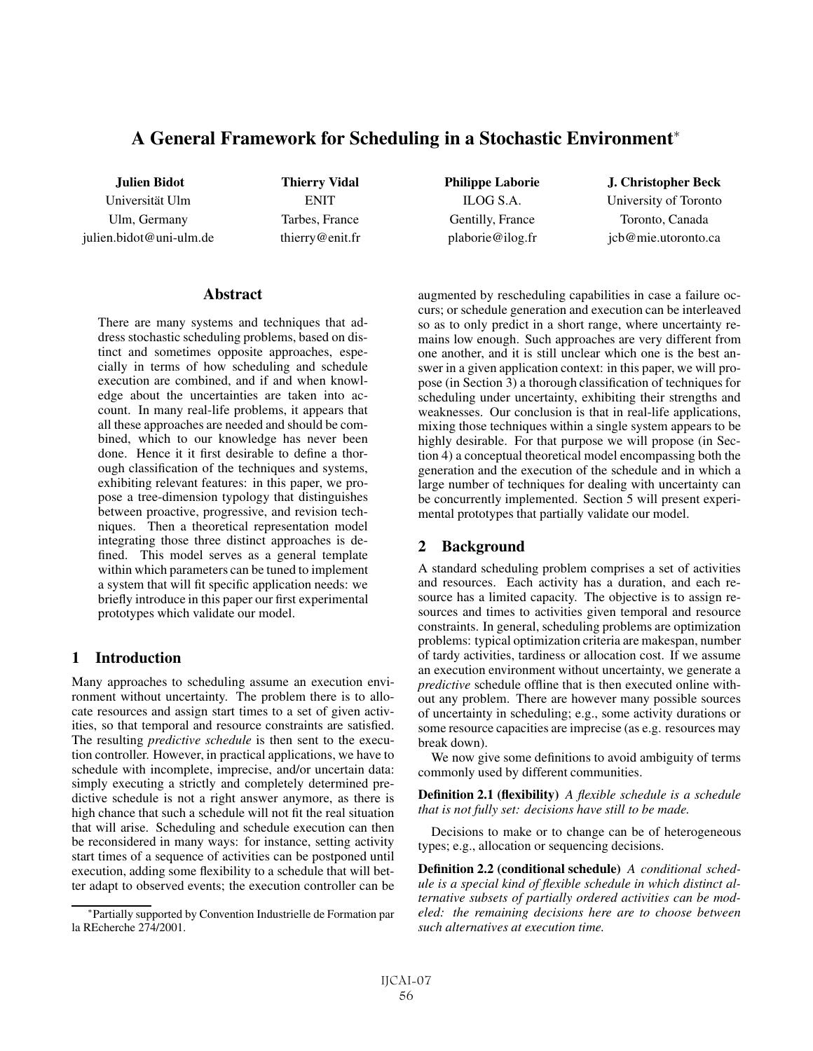# A General Framework for Scheduling in a Stochastic Environment*

**Julien Bidot**
Universität Ulm
Ulm, Germany
julien.bidot@uni-ulm.de

**Thierry Vidal**
ENIT
Tarbes, France
thierry@enit.fr

**Philippe Laborie**
ILOG S.A.
Gentilly, France
plaborie@ilog.fr

**J. Christopher Beck**
University of Toronto
Toronto, Canada
jcb@mie.utoronto.ca

## Abstract

There are many systems and techniques that address stochastic scheduling problems, based on distinct and sometimes opposite approaches, especially in terms of how scheduling and schedule execution are combined, and if and when knowledge about the uncertainties are taken into account. In many real-life problems, it appears that all these approaches are needed and should be combined, which to our knowledge has never been done. Hence it it first desirable to define a thorough classification of the techniques and systems, exhibiting relevant features: in this paper, we propose a tree-dimension typology that distinguishes between proactive, progressive, and revision techniques. Then a theoretical representation model integrating those three distinct approaches is defined. This model serves as a general template within which parameters can be tuned to implement a system that will fit specific application needs: we briefly introduce in this paper our first experimental prototypes which validate our model.

## 1 Introduction

Many approaches to scheduling assume an execution environment without uncertainty. The problem there is to allocate resources and assign start times to a set of given activities, so that temporal and resource constraints are satisfied. The resulting *predictive schedule* is then sent to the execution controller. However, in practical applications, we have to schedule with incomplete, imprecise, and/or uncertain data: simply executing a strictly and completely determined predictive schedule is not a right answer anymore, as there is high chance that such a schedule will not fit the real situation that will arise. Scheduling and schedule execution can then be reconsidered in many ways: for instance, setting activity start times of a sequence of activities can be postponed until execution, adding some flexibility to a schedule that will better adapt to observed events; the execution controller can be augmented by rescheduling capabilities in case a failure occurs; or schedule generation and execution can be interleaved so as to only predict in a short range, where uncertainty remains low enough. Such approaches are very different from one another, and it is still unclear which one is the best answer in a given application context: in this paper, we will propose (in Section 3) a thorough classification of techniques for scheduling under uncertainty, exhibiting their strengths and weaknesses. Our conclusion is that in real-life applications, mixing those techniques within a single system appears to be highly desirable. For that purpose we will propose (in Section 4) a conceptual theoretical model encompassing both the generation and the execution of the schedule and in which a large number of techniques for dealing with uncertainty can be concurrently implemented. Section 5 will present experimental prototypes that partially validate our model.

## 2 Background

A standard scheduling problem comprises a set of activities and resources. Each activity has a duration, and each resource has a limited capacity. The objective is to assign resources and times to activities given temporal and resource constraints. In general, scheduling problems are optimization problems: typical optimization criteria are makespan, number of tardy activities, tardiness or allocation cost. If we assume an execution environment without uncertainty, we generate a *predictive* schedule offline that is then executed online without any problem. There are however many possible sources of uncertainty in scheduling; e.g., some activity durations or some resource capacities are imprecise (as e.g. resources may break down).

We now give some definitions to avoid ambiguity of terms commonly used by different communities.

**Definition 2.1 (flexibility)** *A flexible schedule is a schedule that is not fully set: decisions have still to be made.*

Decisions to make or to change can be of heterogeneous types; e.g., allocation or sequencing decisions.

**Definition 2.2 (conditional schedule)** *A conditional schedule is a special kind of flexible schedule in which distinct alternative subsets of partially ordered activities can be modeled: the remaining decisions here are to choose between such alternatives at execution time.*

*Partially supported by Convention Industrielle de Formation par la REcherche 274/2001.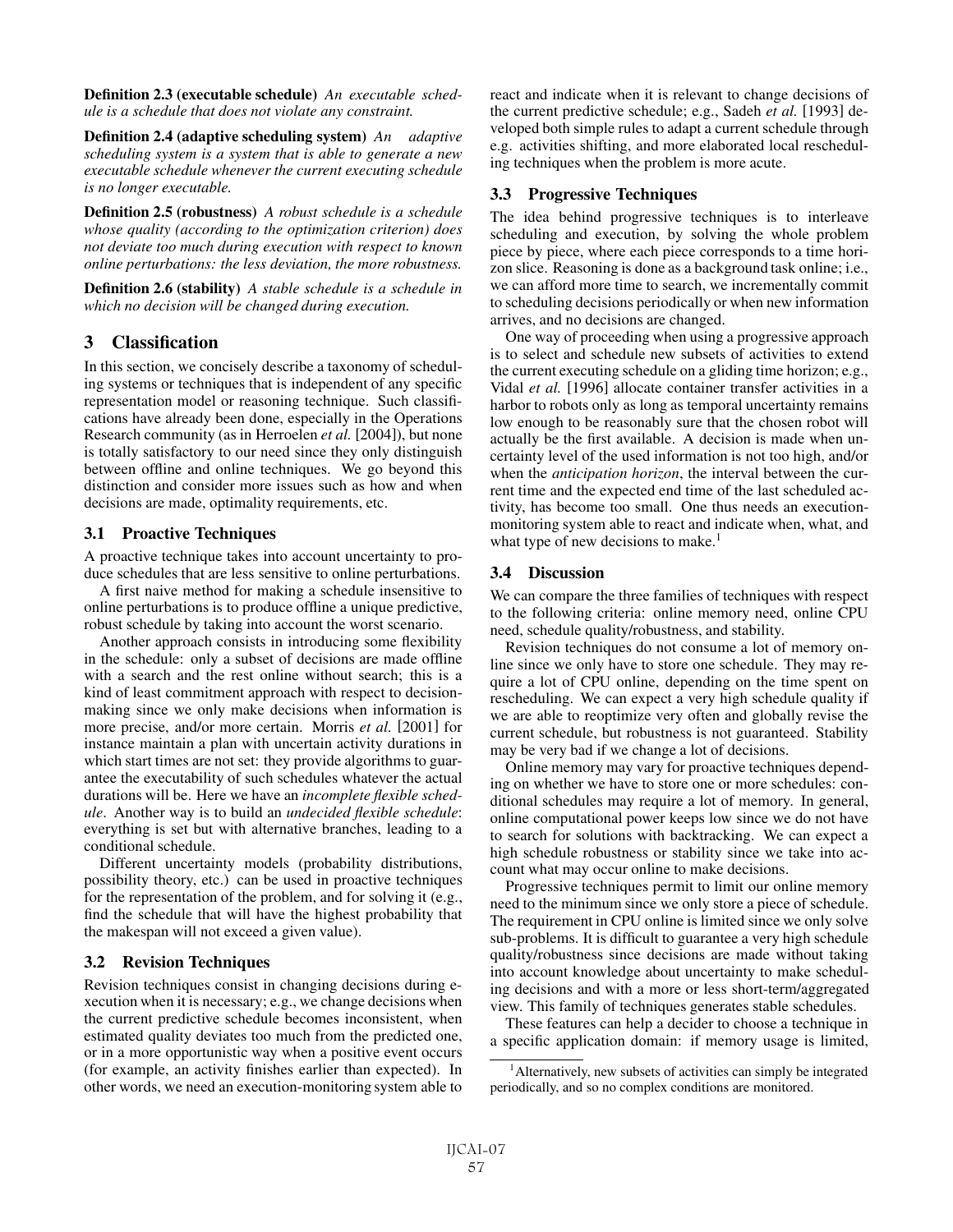**Definition 2.3 (executable schedule)** *An executable schedule is a schedule that does not violate any constraint.*

**Definition 2.4 (adaptive scheduling system)** *An adaptive scheduling system is a system that is able to generate a new executable schedule whenever the current executing schedule is no longer executable.*

**Definition 2.5 (robustness)** *A robust schedule is a schedule whose quality (according to the optimization criterion) does not deviate too much during execution with respect to known online perturbations: the less deviation, the more robustness.*

**Definition 2.6 (stability)** *A stable schedule is a schedule in which no decision will be changed during execution.*

## 3 Classification

In this section, we concisely describe a taxonomy of scheduling systems or techniques that is independent of any specific representation model or reasoning technique. Such classifications have already been done, especially in the Operations Research community (as in Herroelen *et al.* [2004]), but none is totally satisfactory to our need since they only distinguish between offline and online techniques. We go beyond this distinction and consider more issues such as how and when decisions are made, optimality requirements, etc.

### 3.1 Proactive Techniques

A proactive technique takes into account uncertainty to produce schedules that are less sensitive to online perturbations.

A first naive method for making a schedule insensitive to online perturbations is to produce offline a unique predictive, robust schedule by taking into account the worst scenario.

Another approach consists in introducing some flexibility in the schedule: only a subset of decisions are made offline with a search and the rest online without search; this is a kind of least commitment approach with respect to decision-making since we only make decisions when information is more precise, and/or more certain. Morris *et al.* [2001] for instance maintain a plan with uncertain activity durations in which start times are not set: they provide algorithms to guarantee the executability of such schedules whatever the actual durations will be. Here we have an *incomplete flexible schedule*. Another way is to build an *undecided flexible schedule*: everything is set but with alternative branches, leading to a conditional schedule.

Different uncertainty models (probability distributions, possibility theory, etc.) can be used in proactive techniques for the representation of the problem, and for solving it (e.g., find the schedule that will have the highest probability that the makespan will not exceed a given value).

### 3.2 Revision Techniques

Revision techniques consist in changing decisions during execution when it is necessary; e.g., we change decisions when the current predictive schedule becomes inconsistent, when estimated quality deviates too much from the predicted one, or in a more opportunistic way when a positive event occurs (for example, an activity finishes earlier than expected). In other words, we need an execution-monitoring system able to react and indicate when it is relevant to change decisions of the current predictive schedule; e.g., Sadeh *et al.* [1993] developed both simple rules to adapt a current schedule through e.g. activities shifting, and more elaborated local rescheduling techniques when the problem is more acute.

### 3.3 Progressive Techniques

The idea behind progressive techniques is to interleave scheduling and execution, by solving the whole problem piece by piece, where each piece corresponds to a time horizon slice. Reasoning is done as a background task online; i.e., we can afford more time to search, we incrementally commit to scheduling decisions periodically or when new information arrives, and no decisions are changed.

One way of proceeding when using a progressive approach is to select and schedule new subsets of activities to extend the current executing schedule on a gliding time horizon; e.g., Vidal *et al.* [1996] allocate container transfer activities in a harbor to robots only as long as temporal uncertainty remains low enough to be reasonably sure that the chosen robot will actually be the first available. A decision is made when uncertainty level of the used information is not too high, and/or when the *anticipation horizon*, the interval between the current time and the expected end time of the last scheduled activity, has become too small. One thus needs an execution-monitoring system able to react and indicate when, what, and what type of new decisions to make.[1]

### 3.4 Discussion

We can compare the three families of techniques with respect to the following criteria: online memory need, online CPU need, schedule quality/robustness, and stability.

Revision techniques do not consume a lot of memory online since we only have to store one schedule. They may require a lot of CPU online, depending on the time spent on rescheduling. We can expect a very high schedule quality if we are able to reoptimize very often and globally revise the current schedule, but robustness is not guaranteed. Stability may be very bad if we change a lot of decisions.

Online memory may vary for proactive techniques depending on whether we have to store one or more schedules: conditional schedules may require a lot of memory. In general, online computational power keeps low since we do not have to search for solutions with backtracking. We can expect a high schedule robustness or stability since we take into account what may occur online to make decisions.

Progressive techniques permit to limit our online memory need to the minimum since we only store a piece of schedule. The requirement in CPU online is limited since we only solve sub-problems. It is difficult to guarantee a very high schedule quality/robustness since decisions are made without taking into account knowledge about uncertainty to make scheduling decisions and with a more or less short-term/aggregated view. This family of techniques generates stable schedules.

These features can help a decider to choose a technique in a specific application domain: if memory usage is limited,

[1] Alternatively, new subsets of activities can simply be integrated periodically, and so no complex conditions are monitored.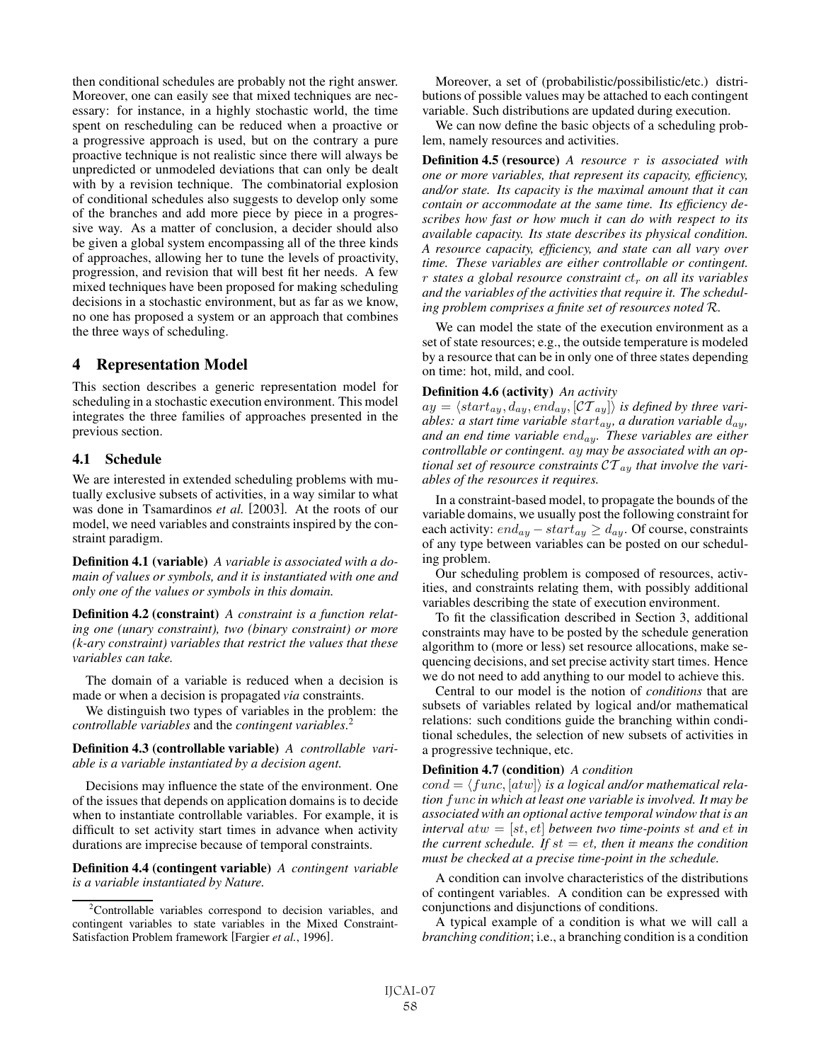then conditional schedules are probably not the right answer. Moreover, one can easily see that mixed techniques are necessary: for instance, in a highly stochastic world, the time spent on rescheduling can be reduced when a proactive or a progressive approach is used, but on the contrary a pure proactive technique is not realistic since there will always be unpredicted or unmodeled deviations that can only be dealt with by a revision technique. The combinatorial explosion of conditional schedules also suggests to develop only some of the branches and add more piece by piece in a progressive way. As a matter of conclusion, a decider should also be given a global system encompassing all of the three kinds of approaches, allowing her to tune the levels of proactivity, progression, and revision that will best fit her needs. A few mixed techniques have been proposed for making scheduling decisions in a stochastic environment, but as far as we know, no one has proposed a system or an approach that combines the three ways of scheduling.

## 4 Representation Model

This section describes a generic representation model for scheduling in a stochastic execution environment. This model integrates the three families of approaches presented in the previous section.

### 4.1 Schedule

We are interested in extended scheduling problems with mutually exclusive subsets of activities, in a way similar to what was done in Tsamardinos *et al.* [2003]. At the roots of our model, we need variables and constraints inspired by the constraint paradigm.

**Definition 4.1 (variable)** *A variable is associated with a domain of values or symbols, and it is instantiated with one and only one of the values or symbols in this domain.*

**Definition 4.2 (constraint)** *A constraint is a function relating one (unary constraint), two (binary constraint) or more (k-ary constraint) variables that restrict the values that these variables can take.*

The domain of a variable is reduced when a decision is made or when a decision is propagated *via* constraints.

We distinguish two types of variables in the problem: the *controllable variables* and the *contingent variables*.[2]

**Definition 4.3 (controllable variable)** *A controllable variable is a variable instantiated by a decision agent.*

Decisions may influence the state of the environment. One of the issues that depends on application domains is to decide when to instantiate controllable variables. For example, it is difficult to set activity start times in advance when activity durations are imprecise because of temporal constraints.

**Definition 4.4 (contingent variable)** *A contingent variable is a variable instantiated by Nature.*

[2] Controllable variables correspond to decision variables, and contingent variables to state variables in the Mixed Constraint-Satisfaction Problem framework [Fargier *et al.*, 1996].

Moreover, a set of (probabilistic/possibilistic/etc.) distributions of possible values may be attached to each contingent variable. Such distributions are updated during execution.

We can now define the basic objects of a scheduling problem, namely resources and activities.

**Definition 4.5 (resource)** *A resource $r$ is associated with one or more variables, that represent its capacity, efficiency, and/or state. Its capacity is the maximal amount that it can contain or accommodate at the same time. Its efficiency describes how fast or how much it can do with respect to its available capacity. Its state describes its physical condition. A resource capacity, efficiency, and state can all vary over time. These variables are either controllable or contingent. $r$ states a global resource constraint $ct_r$ on all its variables and the variables of the activities that require it. The scheduling problem comprises a finite set of resources noted $\mathcal{R}$.*

We can model the state of the execution environment as a set of state resources; e.g., the outside temperature is modeled by a resource that can be in only one of three states depending on time: hot, mild, and cool.

**Definition 4.6 (activity)** *An activity $ay = \langle start_{ay}, d_{ay}, end_{ay}, [\mathcal{CT}_{ay}] \rangle$ is defined by three variables: a start time variable $start_{ay}$, a duration variable $d_{ay}$, and an end time variable $end_{ay}$. These variables are either controllable or contingent. $ay$ may be associated with an optional set of resource constraints $\mathcal{CT}_{ay}$ that involve the variables of the resources it requires.*

In a constraint-based model, to propagate the bounds of the variable domains, we usually post the following constraint for each activity: $end_{ay} - start_{ay} \geq d_{ay}$. Of course, constraints of any type between variables can be posted on our scheduling problem.

Our scheduling problem is composed of resources, activities, and constraints relating them, with possibly additional variables describing the state of execution environment.

To fit the classification described in Section 3, additional constraints may have to be posted by the schedule generation algorithm to (more or less) set resource allocations, make sequencing decisions, and set precise activity start times. Hence we do not need to add anything to our model to achieve this.

Central to our model is the notion of *conditions* that are subsets of variables related by logical and/or mathematical relations: such conditions guide the branching within conditional schedules, the selection of new subsets of activities in a progressive technique, etc.

**Definition 4.7 (condition)** *A condition $cond = \langle func, [atw] \rangle$ is a logical and/or mathematical relation $func$ in which at least one variable is involved. It may be associated with an optional active temporal window that is an interval $atw = [st, et]$ between two time-points $st$ and $et$ in the current schedule. If $st = et$, then it means the condition must be checked at a precise time-point in the schedule.*

A condition can involve characteristics of the distributions of contingent variables. A condition can be expressed with conjunctions and disjunctions of conditions.

A typical example of a condition is what we will call a *branching condition*; i.e., a branching condition is a condition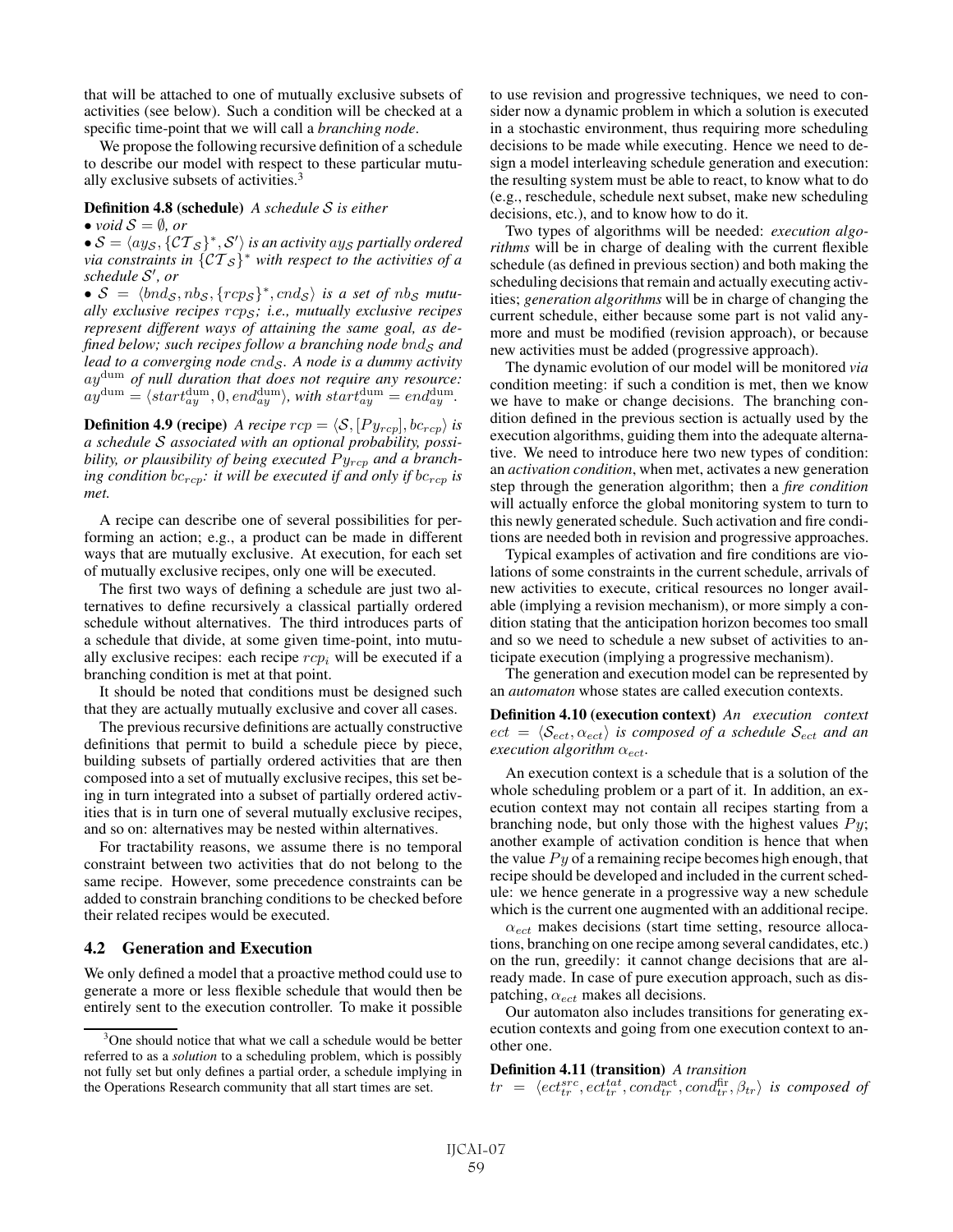that will be attached to one of mutually exclusive subsets of activities (see below). Such a condition will be checked at a specific time-point that we will call a *branching node*.

We propose the following recursive definition of a schedule to describe our model with respect to these particular mutually exclusive subsets of activities.[3]

**Definition 4.8 (schedule)** *A schedule $\mathcal{S}$ is either*

- *void $\mathcal{S} = \emptyset$, or*
- *$\mathcal{S} = \langle ay_{\mathcal{S}}, \{\mathcal{CT}_{\mathcal{S}}\}^*, \mathcal{S}' \rangle$ is an activity $ay_{\mathcal{S}}$ partially ordered via constraints in $\{\mathcal{CT}_{\mathcal{S}}\}^*$ with respect to the activities of a schedule $\mathcal{S}'$, or*
- *$\mathcal{S} = \langle bnd_{\mathcal{S}}, nb_{\mathcal{S}}, \{rcp_{\mathcal{S}}\}^*, cnd_{\mathcal{S}} \rangle$ is a set of $nb_{\mathcal{S}}$ mutually exclusive recipes $rcp_{\mathcal{S}}$; i.e., mutually exclusive recipes represent different ways of attaining the same goal, as defined below; such recipes follow a branching node $bnd_{\mathcal{S}}$ and lead to a converging node $cnd_{\mathcal{S}}$. A node is a dummy activity $ay^{\text{dum}}$ of null duration that does not require any resource: $ay^{\text{dum}} = \langle start_{ay}^{\text{dum}}, 0, end_{ay}^{\text{dum}} \rangle$, with $start_{ay}^{\text{dum}} = end_{ay}^{\text{dum}}$.*

**Definition 4.9 (recipe)** *A recipe $rcp = \langle \mathcal{S}, [Py_{rcp}], bc_{rcp} \rangle$ is a schedule $\mathcal{S}$ associated with an optional probability, possibility, or plausibility of being executed $Py_{rcp}$ and a branching condition $bc_{rcp}$: it will be executed if and only if $bc_{rcp}$ is met.*

A recipe can describe one of several possibilities for performing an action; e.g., a product can be made in different ways that are mutually exclusive. At execution, for each set of mutually exclusive recipes, only one will be executed.

The first two ways of defining a schedule are just two alternatives to define recursively a classical partially ordered schedule without alternatives. The third introduces parts of a schedule that divide, at some given time-point, into mutually exclusive recipes: each recipe $rcp_i$ will be executed if a branching condition is met at that point.

It should be noted that conditions must be designed such that they are actually mutually exclusive and cover all cases.

The previous recursive definitions are actually constructive definitions that permit to build a schedule piece by piece, building subsets of partially ordered activities that are then composed into a set of mutually exclusive recipes, this set being in turn integrated into a subset of partially ordered activities that is in turn one of several mutually exclusive recipes, and so on: alternatives may be nested within alternatives.

For tractability reasons, we assume there is no temporal constraint between two activities that do not belong to the same recipe. However, some precedence constraints can be added to constrain branching conditions to be checked before their related recipes would be executed.

## 4.2 Generation and Execution

We only defined a model that a proactive method could use to generate a more or less flexible schedule that would then be entirely sent to the execution controller. To make it possible to use revision and progressive techniques, we need to consider now a dynamic problem in which a solution is executed in a stochastic environment, thus requiring more scheduling decisions to be made while executing. Hence we need to design a model interleaving schedule generation and execution: the resulting system must be able to react, to know what to do (e.g., reschedule, schedule next subset, make new scheduling decisions, etc.), and to know how to do it.

Two types of algorithms will be needed: *execution algorithms* will be in charge of dealing with the current flexible schedule (as defined in previous section) and both making the scheduling decisions that remain and actually executing activities; *generation algorithms* will be in charge of changing the current schedule, either because some part is not valid anymore and must be modified (revision approach), or because new activities must be added (progressive approach).

The dynamic evolution of our model will be monitored *via* condition meeting: if such a condition is met, then we know we have to make or change decisions. The branching condition defined in the previous section is actually used by the execution algorithms, guiding them into the adequate alternative. We need to introduce here two new types of condition: an *activation condition*, when met, activates a new generation step through the generation algorithm; then a *fire condition* will actually enforce the global monitoring system to turn to this newly generated schedule. Such activation and fire conditions are needed both in revision and progressive approaches.

Typical examples of activation and fire conditions are violations of some constraints in the current schedule, arrivals of new activities to execute, critical resources no longer available (implying a revision mechanism), or more simply a condition stating that the anticipation horizon becomes too small and so we need to schedule a new subset of activities to anticipate execution (implying a progressive mechanism).

The generation and execution model can be represented by an *automaton* whose states are called execution contexts.

**Definition 4.10 (execution context)** *An execution context $ect = \langle \mathcal{S}_{ect}, \alpha_{ect} \rangle$ is composed of a schedule $\mathcal{S}_{ect}$ and an execution algorithm $\alpha_{ect}$.*

An execution context is a schedule that is a solution of the whole scheduling problem or a part of it. In addition, an execution context may not contain all recipes starting from a branching node, but only those with the highest values $Py$; another example of activation condition is hence that when the value $Py$ of a remaining recipe becomes high enough, that recipe should be developed and included in the current schedule: we hence generate in a progressive way a new schedule which is the current one augmented with an additional recipe.

$\alpha_{ect}$ makes decisions (start time setting, resource allocations, branching on one recipe among several candidates, etc.) on the run, greedily: it cannot change decisions that are already made. In case of pure execution approach, such as dispatching, $\alpha_{ect}$ makes all decisions.

Our automaton also includes transitions for generating execution contexts and going from one execution context to another one.

**Definition 4.11 (transition)** *A transition $tr = \langle ect_{tr}^{src}, ect_{tr}^{tat}, cond_{tr}^{\text{act}}, cond_{tr}^{\text{fir}}, \beta_{tr} \rangle$ is composed of*

---

[3] One should notice that what we call a schedule would be better referred to as a *solution* to a scheduling problem, which is possibly not fully set but only defines a partial order, a schedule implying in the Operations Research community that all start times are set.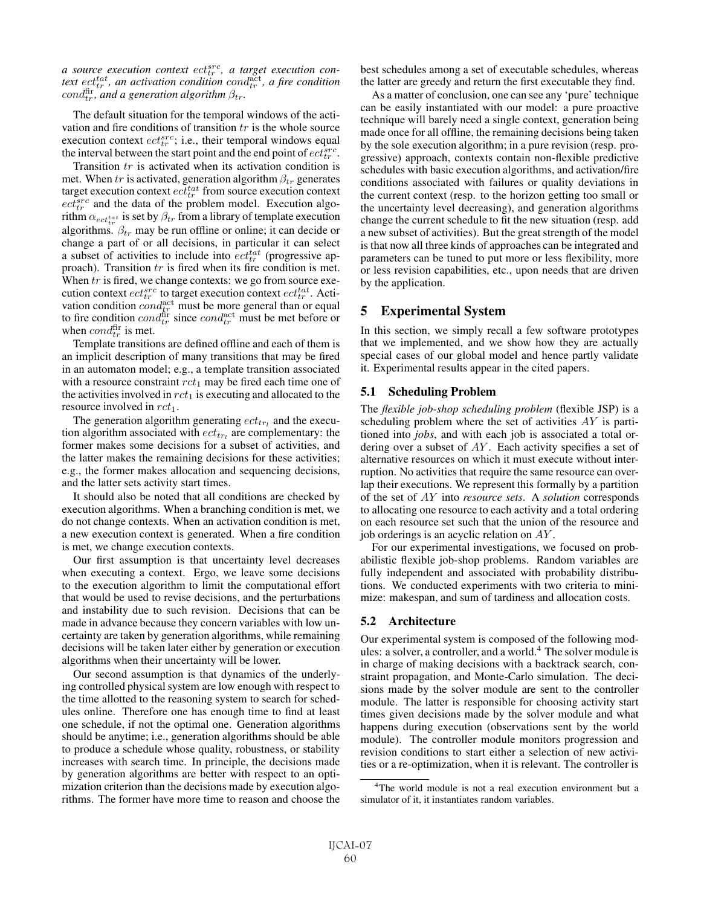*a source execution context $ect_{tr}^{src}$, a target execution context $ect_{tr}^{tat}$, an activation condition $cond_{tr}^{\mathrm{act}}$, a fire condition $cond_{tr}^{\mathrm{fir}}$, and a generation algorithm $\beta_{tr}$.*

The default situation for the temporal windows of the activation and fire conditions of transition $tr$ is the whole source execution context $ect_{tr}^{src}$; i.e., their temporal windows equal the interval between the start point and the end point of $ect_{tr}^{src}$.

Transition $tr$ is activated when its activation condition is met. When $tr$ is activated, generation algorithm $\beta_{tr}$ generates target execution context $ect_{tr}^{tat}$ from source execution context $ect_{tr}^{src}$ and the data of the problem model. Execution algorithm $\alpha_{ect_{tr}^{tat}}$ is set by $\beta_{tr}$ from a library of template execution algorithms. $\beta_{tr}$ may be run offline or online; it can decide or change a part of or all decisions, in particular it can select a subset of activities to include into $ect_{tr}^{tat}$ (progressive approach). Transition $tr$ is fired when its fire condition is met. When $tr$ is fired, we change contexts: we go from source execution context $ect_{tr}^{src}$ to target execution context $ect_{tr}^{tat}$. Activation condition $cond_{tr}^{\mathrm{act}}$ must be more general than or equal to fire condition $cond_{tr}^{\mathrm{fir}}$ since $cond_{tr}^{\mathrm{act}}$ must be met before or when $cond_{tr}^{\mathrm{fir}}$ is met.

Template transitions are defined offline and each of them is an implicit description of many transitions that may be fired in an automaton model; e.g., a template transition associated with a resource constraint $rct_1$ may be fired each time one of the activities involved in $rct_1$ is executing and allocated to the resource involved in $rct_1$.

The generation algorithm generating $ect_{tr_l}$ and the execution algorithm associated with $ect_{tr_l}$ are complementary: the former makes some decisions for a subset of activities, and the latter makes the remaining decisions for these activities; e.g., the former makes allocation and sequencing decisions, and the latter sets activity start times.

It should also be noted that all conditions are checked by execution algorithms. When a branching condition is met, we do not change contexts. When an activation condition is met, a new execution context is generated. When a fire condition is met, we change execution contexts.

Our first assumption is that uncertainty level decreases when executing a context. Ergo, we leave some decisions to the execution algorithm to limit the computational effort that would be used to revise decisions, and the perturbations and instability due to such revision. Decisions that can be made in advance because they concern variables with low uncertainty are taken by generation algorithms, while remaining decisions will be taken later either by generation or execution algorithms when their uncertainty will be lower.

Our second assumption is that dynamics of the underlying controlled physical system are low enough with respect to the time allotted to the reasoning system to search for schedules online. Therefore one has enough time to find at least one schedule, if not the optimal one. Generation algorithms should be anytime; i.e., generation algorithms should be able to produce a schedule whose quality, robustness, or stability increases with search time. In principle, the decisions made by generation algorithms are better with respect to an optimization criterion than the decisions made by execution algorithms. The former have more time to reason and choose the best schedules among a set of executable schedules, whereas the latter are greedy and return the first executable they find.

As a matter of conclusion, one can see any 'pure' technique can be easily instantiated with our model: a pure proactive technique will barely need a single context, generation being made once for all offline, the remaining decisions being taken by the sole execution algorithm; in a pure revision (resp. progressive) approach, contexts contain non-flexible predictive schedules with basic execution algorithms, and activation/fire conditions associated with failures or quality deviations in the current context (resp. to the horizon getting too small or the uncertainty level decreasing), and generation algorithms change the current schedule to fit the new situation (resp. add a new subset of activities). But the great strength of the model is that now all three kinds of approaches can be integrated and parameters can be tuned to put more or less flexibility, more or less revision capabilities, etc., upon needs that are driven by the application.

## 5 Experimental System

In this section, we simply recall a few software prototypes that we implemented, and we show how they are actually special cases of our global model and hence partly validate it. Experimental results appear in the cited papers.

### 5.1 Scheduling Problem

The *flexible job-shop scheduling problem* (flexible JSP) is a scheduling problem where the set of activities $AY$ is partitioned into *jobs*, and with each job is associated a total ordering over a subset of $AY$. Each activity specifies a set of alternative resources on which it must execute without interruption. No activities that require the same resource can overlap their executions. We represent this formally by a partition of the set of $AY$ into *resource sets*. A *solution* corresponds to allocating one resource to each activity and a total ordering on each resource set such that the union of the resource and job orderings is an acyclic relation on $AY$.

For our experimental investigations, we focused on probabilistic flexible job-shop problems. Random variables are fully independent and associated with probability distributions. We conducted experiments with two criteria to minimize: makespan, and sum of tardiness and allocation costs.

### 5.2 Architecture

Our experimental system is composed of the following modules: a solver, a controller, and a world.[4] The solver module is in charge of making decisions with a backtrack search, constraint propagation, and Monte-Carlo simulation. The decisions made by the solver module are sent to the controller module. The latter is responsible for choosing activity start times given decisions made by the solver module and what happens during execution (observations sent by the world module). The controller module monitors progression and revision conditions to start either a selection of new activities or a re-optimization, when it is relevant. The controller is

[4] The world module is not a real execution environment but a simulator of it, it instantiates random variables.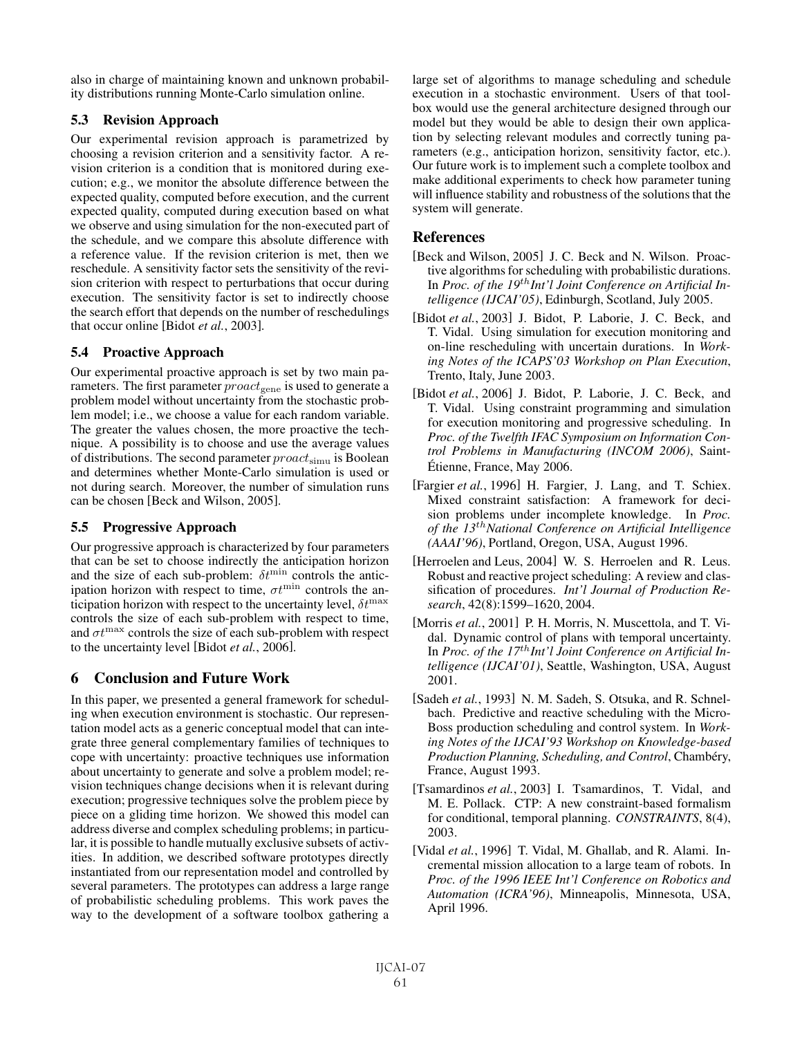also in charge of maintaining known and unknown probability distributions running Monte-Carlo simulation online.

### 5.3 Revision Approach

Our experimental revision approach is parametrized by choosing a revision criterion and a sensitivity factor. A revision criterion is a condition that is monitored during execution; e.g., we monitor the absolute difference between the expected quality, computed before execution, and the current expected quality, computed during execution based on what we observe and using simulation for the non-executed part of the schedule, and we compare this absolute difference with a reference value. If the revision criterion is met, then we reschedule. A sensitivity factor sets the sensitivity of the revision criterion with respect to perturbations that occur during execution. The sensitivity factor is set to indirectly choose the search effort that depends on the number of reschedulings that occur online [Bidot *et al.*, 2003].

### 5.4 Proactive Approach

Our experimental proactive approach is set by two main parameters. The first parameter $proact_{\mathrm{gene}}$ is used to generate a problem model without uncertainty from the stochastic problem model; i.e., we choose a value for each random variable. The greater the values chosen, the more proactive the technique. A possibility is to choose and use the average values of distributions. The second parameter $proact_{\mathrm{simu}}$ is Boolean and determines whether Monte-Carlo simulation is used or not during search. Moreover, the number of simulation runs can be chosen [Beck and Wilson, 2005].

### 5.5 Progressive Approach

Our progressive approach is characterized by four parameters that can be set to choose indirectly the anticipation horizon and the size of each sub-problem: $\delta t^{\min}$ controls the anticipation horizon with respect to time, $\sigma t^{\min}$ controls the anticipation horizon with respect to the uncertainty level, $\delta t^{\max}$ controls the size of each sub-problem with respect to time, and $\sigma t^{\max}$ controls the size of each sub-problem with respect to the uncertainty level [Bidot *et al.*, 2006].

## 6 Conclusion and Future Work

In this paper, we presented a general framework for scheduling when execution environment is stochastic. Our representation model acts as a generic conceptual model that can integrate three general complementary families of techniques to cope with uncertainty: proactive techniques use information about uncertainty to generate and solve a problem model; revision techniques change decisions when it is relevant during execution; progressive techniques solve the problem piece by piece on a gliding time horizon. We showed this model can address diverse and complex scheduling problems; in particular, it is possible to handle mutually exclusive subsets of activities. In addition, we described software prototypes directly instantiated from our representation model and controlled by several parameters. The prototypes can address a large range of probabilistic scheduling problems. This work paves the way to the development of a software toolbox gathering a large set of algorithms to manage scheduling and schedule execution in a stochastic environment. Users of that toolbox would use the general architecture designed through our model but they would be able to design their own application by selecting relevant modules and correctly tuning parameters (e.g., anticipation horizon, sensitivity factor, etc.). Our future work is to implement such a complete toolbox and make additional experiments to check how parameter tuning will influence stability and robustness of the solutions that the system will generate.

## References

[Beck and Wilson, 2005] J. C. Beck and N. Wilson. Proactive algorithms for scheduling with probabilistic durations. In *Proc. of the 19th Int'l Joint Conference on Artificial Intelligence (IJCAI'05)*, Edinburgh, Scotland, July 2005.

[Bidot *et al.*, 2003] J. Bidot, P. Laborie, J. C. Beck, and T. Vidal. Using simulation for execution monitoring and on-line rescheduling with uncertain durations. In *Working Notes of the ICAPS'03 Workshop on Plan Execution*, Trento, Italy, June 2003.

[Bidot *et al.*, 2006] J. Bidot, P. Laborie, J. C. Beck, and T. Vidal. Using constraint programming and simulation for execution monitoring and progressive scheduling. In *Proc. of the Twelfth IFAC Symposium on Information Control Problems in Manufacturing (INCOM 2006)*, Saint-Étienne, France, May 2006.

[Fargier *et al.*, 1996] H. Fargier, J. Lang, and T. Schiex. Mixed constraint satisfaction: A framework for decision problems under incomplete knowledge. In *Proc. of the 13th National Conference on Artificial Intelligence (AAAI'96)*, Portland, Oregon, USA, August 1996.

[Herroelen and Leus, 2004] W. S. Herroelen and R. Leus. Robust and reactive project scheduling: A review and classification of procedures. *Int'l Journal of Production Research*, 42(8):1599–1620, 2004.

[Morris *et al.*, 2001] P. H. Morris, N. Muscettola, and T. Vidal. Dynamic control of plans with temporal uncertainty. In *Proc. of the 17th Int'l Joint Conference on Artificial Intelligence (IJCAI'01)*, Seattle, Washington, USA, August 2001.

[Sadeh *et al.*, 1993] N. M. Sadeh, S. Otsuka, and R. Schnelbach. Predictive and reactive scheduling with the MicroBoss production scheduling and control system. In *Working Notes of the IJCAI'93 Workshop on Knowledge-based Production Planning, Scheduling, and Control*, Chambéry, France, August 1993.

[Tsamardinos *et al.*, 2003] I. Tsamardinos, T. Vidal, and M. E. Pollack. CTP: A new constraint-based formalism for conditional, temporal planning. *CONSTRAINTS*, 8(4), 2003.

[Vidal *et al.*, 1996] T. Vidal, M. Ghallab, and R. Alami. Incremental mission allocation to a large team of robots. In *Proc. of the 1996 IEEE Int'l Conference on Robotics and Automation (ICRA'96)*, Minneapolis, Minnesota, USA, April 1996.